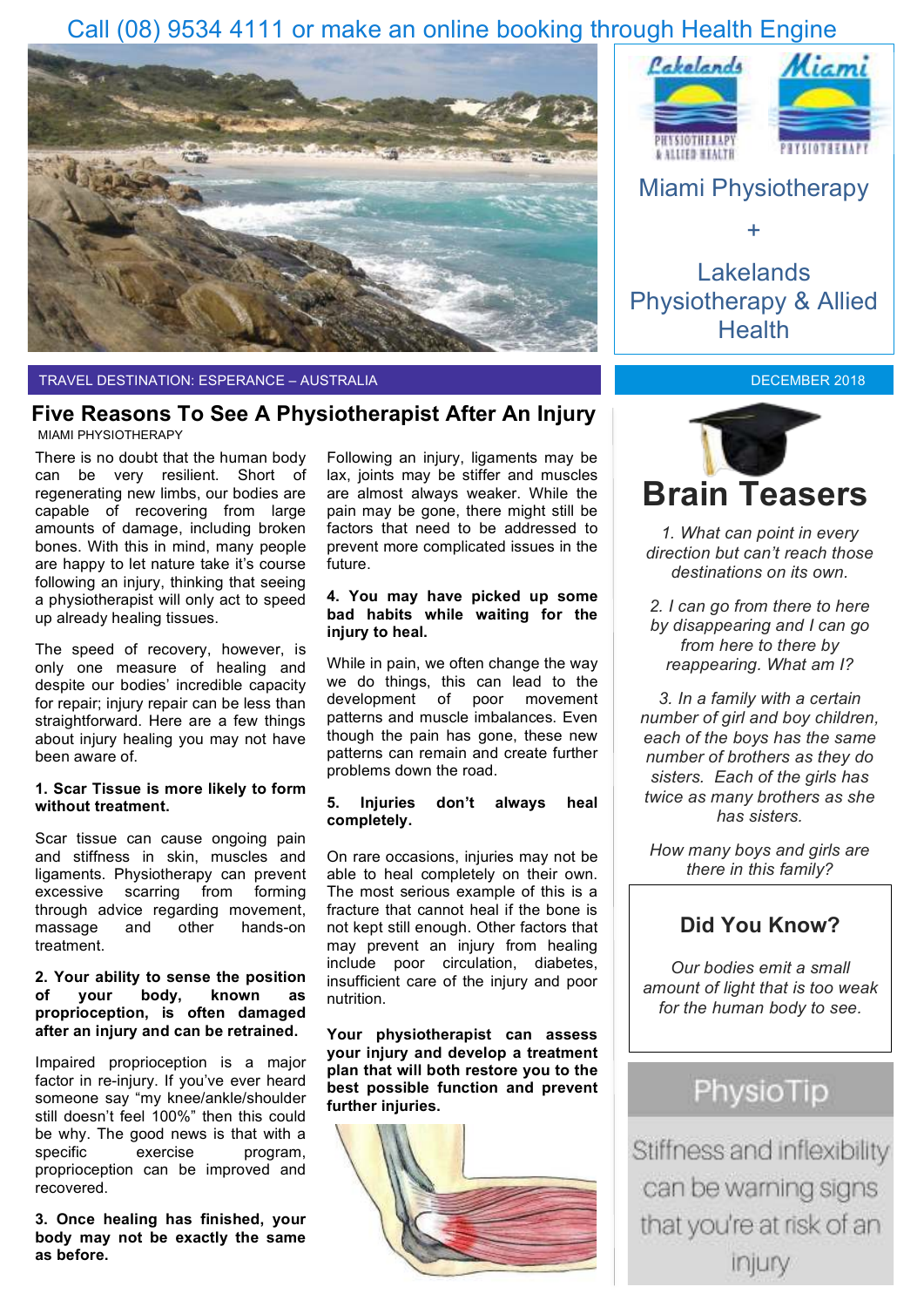Call (08) 9534 4111 or make an online booking through Health Engine

Miami Physiotherapy

+

Lakelands Physiotherapy & Allied Health

TRAVEL DESTINATION: ESPERANCE – AUSTRALIA

DECEMBER 2018

# Five Reasons To See A Physiotherapist After An Injury

MIAMI PHYSIOTHERAPY

There is no doubt that the human body can be very resilient. Short of regenerating new limbs, our bodies are capable of recovering from large amounts of damage, including broken bones. With this in mind, many people are happy to let nature take it's course following an injury, thinking that seeing a physiotherapist will only act to speed up already healing tissues.

The speed of recovery, however, is only one measure of healing and despite our bodies' incredible capacity for repair; injury repair can be less than straightforward. Here are a few things about injury healing you may not have been aware of.

**1. Scar Tissue is more likely to form without treatment.**

Scar tissue can cause ongoing pain and stiffness in skin, muscles and ligaments. Physiotherapy can prevent excessive scarring from forming through advice regarding movement, massage and other hands-on treatment.

**2. Your ability to sense the position of your body, known as proprioception, is often damaged after an injury and can be retrained.**

Impaired proprioception is a major factor in re-injury. If you've ever heard someone say "my knee/ankle/shoulder still doesn't feel 100%" then this could be why. The good news is that with a specific exercise program, proprioception can be improved and recovered.

**3. Once healing has finished, your body may not be exactly the same as before.**

Following an injury, ligaments may be lax, joints may be stiffer and muscles are almost always weaker. While the pain may be gone, there might still be factors that need to be addressed to prevent more complicated issues in the future.

**4. You may have picked up some bad habits while waiting for the injury to heal.**

While in pain, we often change the way we do things, this can lead to the development of poor movement patterns and muscle imbalances. Even though the pain has gone, these new patterns can remain and create further problems down the road.

**5. Injuries don't always heal completely.**

On rare occasions, injuries may not be able to heal completely on their own. The most serious example of this is a fracture that cannot heal if the bone is not kept still enough. Other factors that may prevent an injury from healing include poor circulation, diabetes, insufficient care of the injury and poor nutrition.

**Your physiotherapist can assess your injury and develop a treatment plan that will both restore you to the best possible function and prevent further injuries.**

# Brain Teasers

*1. What can point in every direction but can't reach those destinations on its own.*

*2. I can go from there to here by disappearing and I can go from here to there by reappearing. What am I?*

*3. In a family with a certain number of girl and boy children, each of the boys has the same number of brothers as they do sisters. Each of the girls has twice as many brothers as she has sisters.*

*How many boys and girls are there in this family?*

## Did You Know?

*Our bodies emit a small amount of light that is too weak for the human body to see.*

## PhysioTip

Stiffness and inflexibility can be warning signs that you're at risk of an injury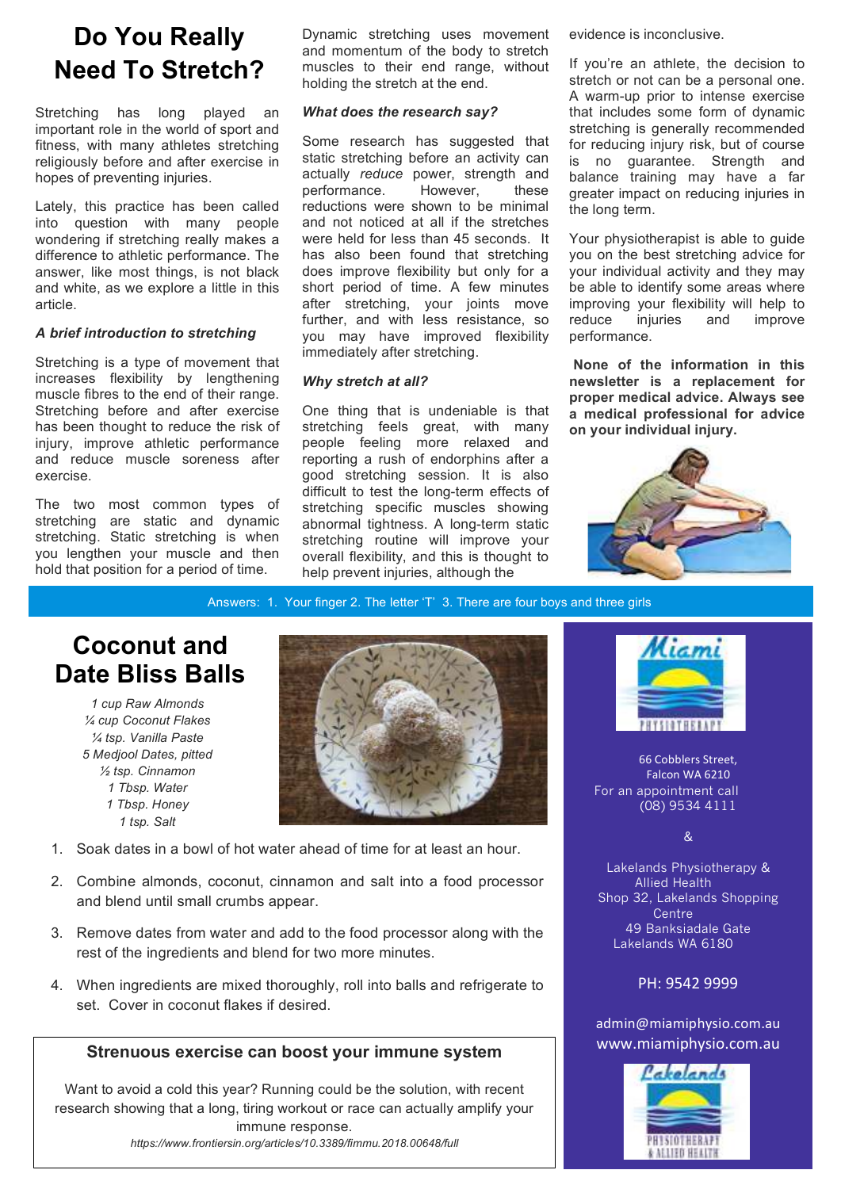# Do You Really Need To Stretch?

Stretching has long played an important role in the world of sport and fitness, with many athletes stretching religiously before and after exercise in hopes of preventing injuries.

Lately, this practice has been called into question with many people wondering if stretching really makes a difference to athletic performance. The answer, like most things, is not black and white, as we explore a little in this article.

### *A brief introduction to stretching*

Stretching is a type of movement that increases flexibility by lengthening muscle fibres to the end of their range. Stretching before and after exercise has been thought to reduce the risk of injury, improve athletic performance and reduce muscle soreness after exercise.

The two most common types of stretching are static and dynamic stretching. Static stretching is when you lengthen your muscle and then hold that position for a period of time. Dynamic stretching uses movement and momentum of the body to stretch muscles to their end range, without holding the stretch at the end.

### *What does the research say?*

Some research has suggested that static stretching before an activity can actually *reduce* power, strength and performance. However, these reductions were shown to be minimal and not noticed at all if the stretches were held for less than 45 seconds. It has also been found that stretching does improve flexibility but only for a short period of time. A few minutes after stretching, your joints move further, and with less resistance, so you may have improved flexibility immediately after stretching.

### *Why stretch at all?*

One thing that is undeniable is that stretching feels great, with many people feeling more relaxed and reporting a rush of endorphins after a good stretching session. It is also difficult to test the long-term effects of stretching specific muscles showing abnormal tightness. A long-term static stretching routine will improve your overall flexibility, and this is thought to help prevent injuries, although the evidence is inconclusive.

If you're an athlete, the decision to stretch or not can be a personal one. A warm-up prior to intense exercise that includes some form of dynamic stretching is generally recommended for reducing injury risk, but of course is no guarantee. Strength and balance training may have a far greater impact on reducing injuries in the long term.

Your physiotherapist is able to guide you on the best stretching advice for your individual activity and they may be able to identify some areas where improving your flexibility will help to reduce injuries and improve performance.

**None of the information in this newsletter is a replacement for proper medical advice. Always see a medical professional for advice on your individual injury.**

Answers: 1. Your finger 2. The letter 'T' 3. There are four boys and three girls

# Coconut and Date Bliss Balls

*1 cup Raw Almonds*
*¼ cup Coconut Flakes*
*¼ tsp. Vanilla Paste*
*5 Medjool Dates, pitted*
*½ tsp. Cinnamon*
*1 Tbsp. Water*
*1 Tbsp. Honey*
*1 tsp. Salt*

1. Soak dates in a bowl of hot water ahead of time for at least an hour.
2. Combine almonds, coconut, cinnamon and salt into a food processor and blend until small crumbs appear.
3. Remove dates from water and add to the food processor along with the rest of the ingredients and blend for two more minutes.
4. When ingredients are mixed thoroughly, roll into balls and refrigerate to set. Cover in coconut flakes if desired.

### Strenuous exercise can boost your immune system

Want to avoid a cold this year? Running could be the solution, with recent research showing that a long, tiring workout or race can actually amplify your immune response.

*https://www.frontiersin.org/articles/10.3389/fimmu.2018.00648/full*

Miami Physiotherapy

66 Cobblers Street,
Falcon WA 6210
For an appointment call
(08) 9534 4111

&

Lakelands Physiotherapy & Allied Health
Shop 32, Lakelands Shopping Centre
49 Banksiadale Gate
Lakelands WA 6180

PH: 9542 9999

admin@miamiphysio.com.au
www.miamiphysio.com.au

Lakelands Physiotherapy & Allied Health